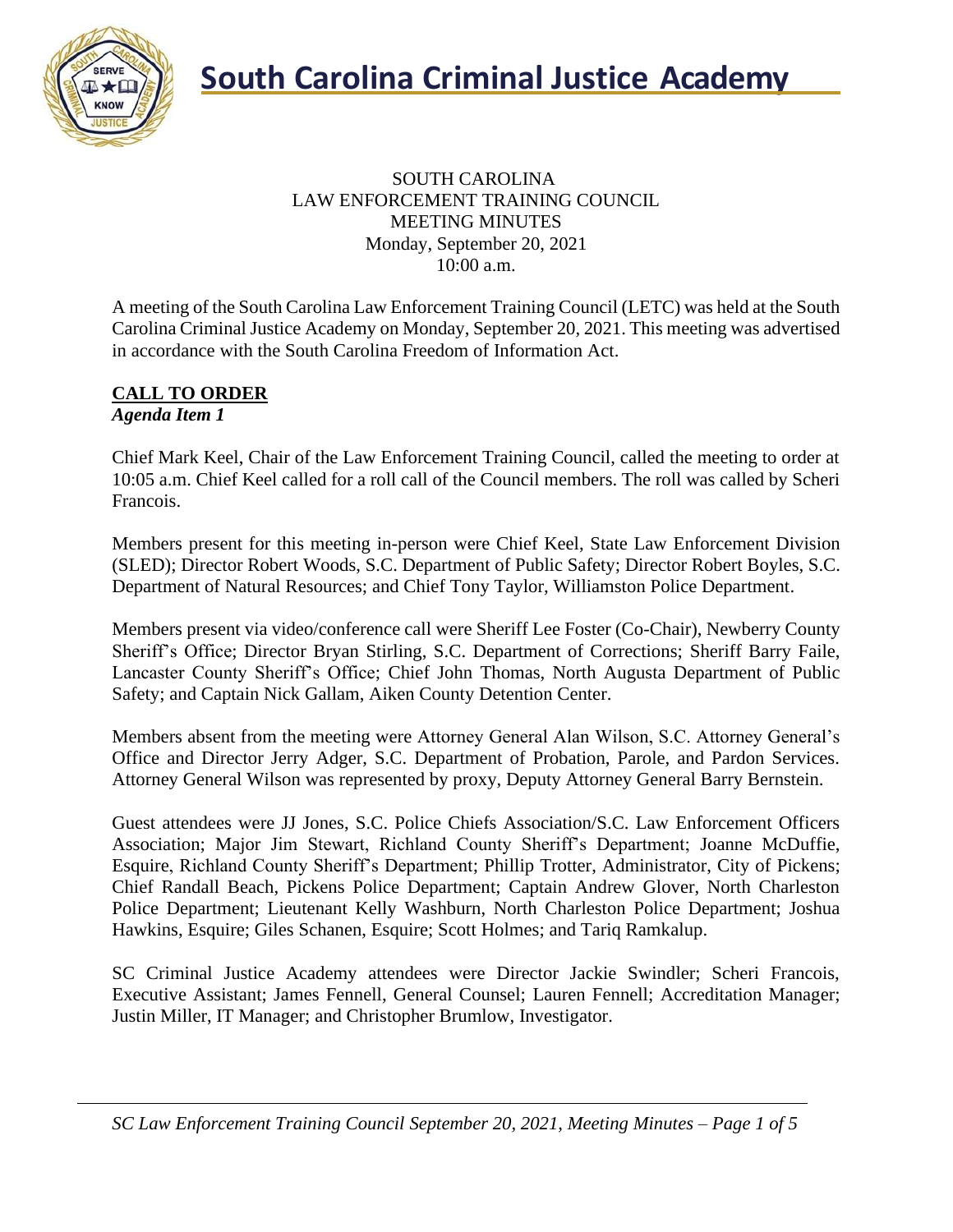# South Carolina Criminal Justice Academy

SOUTH CAROLINA
LAW ENFORCEMENT TRAINING COUNCIL
MEETING MINUTES
Monday, September 20, 2021
10:00 a.m.

A meeting of the South Carolina Law Enforcement Training Council (LETC) was held at the South Carolina Criminal Justice Academy on Monday, September 20, 2021. This meeting was advertised in accordance with the South Carolina Freedom of Information Act.

## CALL TO ORDER

***Agenda Item 1***

Chief Mark Keel, Chair of the Law Enforcement Training Council, called the meeting to order at 10:05 a.m. Chief Keel called for a roll call of the Council members. The roll was called by Scheri Francois.

Members present for this meeting in-person were Chief Keel, State Law Enforcement Division (SLED); Director Robert Woods, S.C. Department of Public Safety; Director Robert Boyles, S.C. Department of Natural Resources; and Chief Tony Taylor, Williamston Police Department.

Members present via video/conference call were Sheriff Lee Foster (Co-Chair), Newberry County Sheriff's Office; Director Bryan Stirling, S.C. Department of Corrections; Sheriff Barry Faile, Lancaster County Sheriff's Office; Chief John Thomas, North Augusta Department of Public Safety; and Captain Nick Gallam, Aiken County Detention Center.

Members absent from the meeting were Attorney General Alan Wilson, S.C. Attorney General's Office and Director Jerry Adger, S.C. Department of Probation, Parole, and Pardon Services. Attorney General Wilson was represented by proxy, Deputy Attorney General Barry Bernstein.

Guest attendees were JJ Jones, S.C. Police Chiefs Association/S.C. Law Enforcement Officers Association; Major Jim Stewart, Richland County Sheriff's Department; Joanne McDuffie, Esquire, Richland County Sheriff's Department; Phillip Trotter, Administrator, City of Pickens; Chief Randall Beach, Pickens Police Department; Captain Andrew Glover, North Charleston Police Department; Lieutenant Kelly Washburn, North Charleston Police Department; Joshua Hawkins, Esquire; Giles Schanen, Esquire; Scott Holmes; and Tariq Ramkalup.

SC Criminal Justice Academy attendees were Director Jackie Swindler; Scheri Francois, Executive Assistant; James Fennell, General Counsel; Lauren Fennell; Accreditation Manager; Justin Miller, IT Manager; and Christopher Brumlow, Investigator.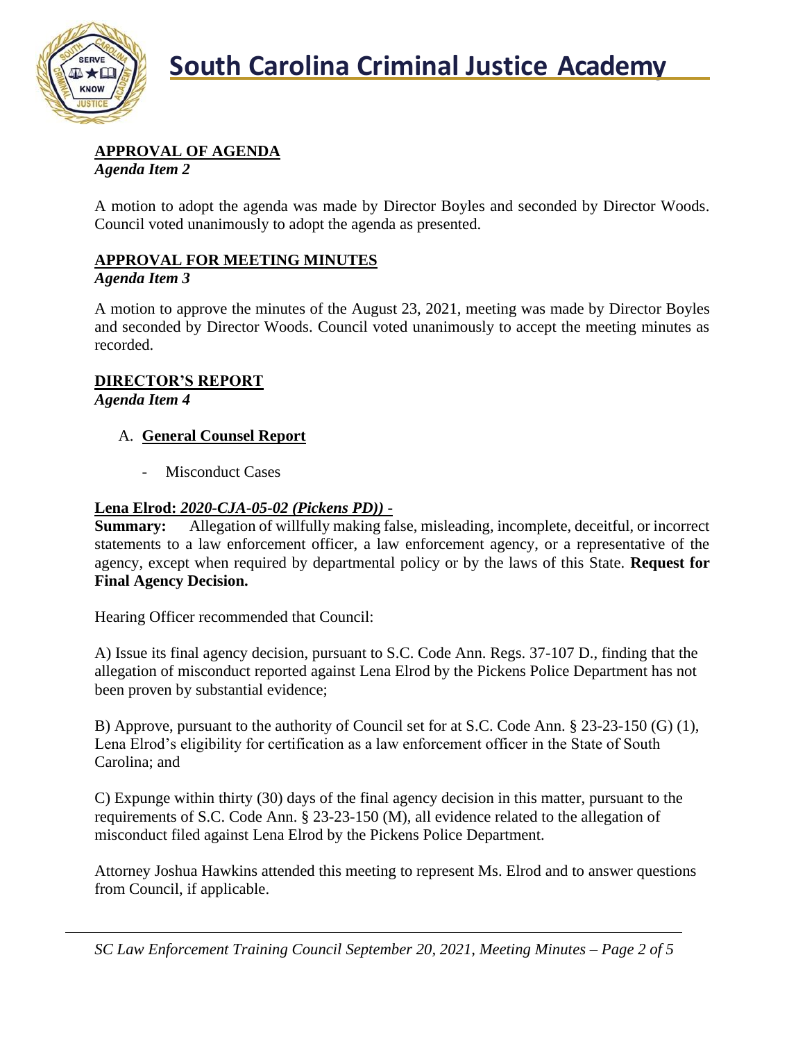**APPROVAL OF AGENDA**
*Agenda Item 2*

A motion to adopt the agenda was made by Director Boyles and seconded by Director Woods. Council voted unanimously to adopt the agenda as presented.

**APPROVAL FOR MEETING MINUTES**
*Agenda Item 3*

A motion to approve the minutes of the August 23, 2021, meeting was made by Director Boyles and seconded by Director Woods. Council voted unanimously to accept the meeting minutes as recorded.

**DIRECTOR'S REPORT**
*Agenda Item 4*

A. **General Counsel Report**

- Misconduct Cases

**Lena Elrod:** ***2020-CJA-05-02 (Pickens PD)) -***
**Summary:** Allegation of willfully making false, misleading, incomplete, deceitful, or incorrect statements to a law enforcement officer, a law enforcement agency, or a representative of the agency, except when required by departmental policy or by the laws of this State. **Request for Final Agency Decision.**

Hearing Officer recommended that Council:

A) Issue its final agency decision, pursuant to S.C. Code Ann. Regs. 37-107 D., finding that the allegation of misconduct reported against Lena Elrod by the Pickens Police Department has not been proven by substantial evidence;

B) Approve, pursuant to the authority of Council set for at S.C. Code Ann. § 23-23-150 (G) (1), Lena Elrod's eligibility for certification as a law enforcement officer in the State of South Carolina; and

C) Expunge within thirty (30) days of the final agency decision in this matter, pursuant to the requirements of S.C. Code Ann. § 23-23-150 (M), all evidence related to the allegation of misconduct filed against Lena Elrod by the Pickens Police Department.

Attorney Joshua Hawkins attended this meeting to represent Ms. Elrod and to answer questions from Council, if applicable.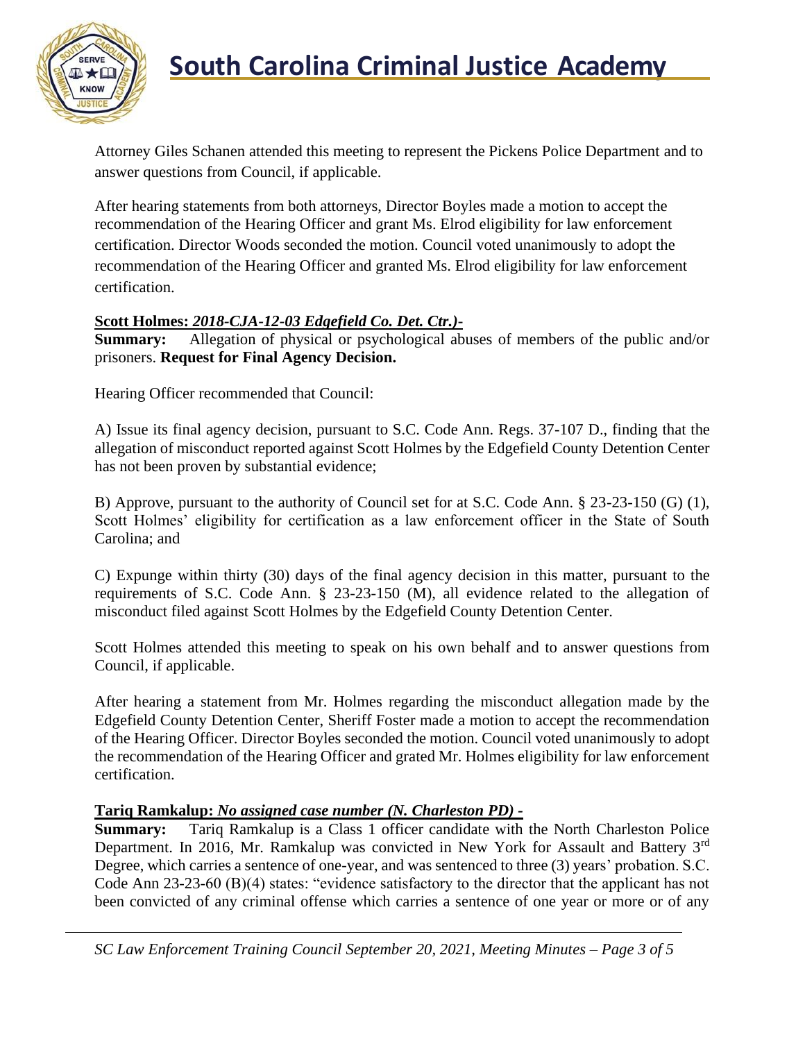Attorney Giles Schanen attended this meeting to represent the Pickens Police Department and to answer questions from Council, if applicable.

After hearing statements from both attorneys, Director Boyles made a motion to accept the recommendation of the Hearing Officer and grant Ms. Elrod eligibility for law enforcement certification. Director Woods seconded the motion. Council voted unanimously to adopt the recommendation of the Hearing Officer and granted Ms. Elrod eligibility for law enforcement certification.

**Scott Holmes:** ***2018-CJA-12-03 Edgefield Co. Det. Ctr.)-***
**Summary:** Allegation of physical or psychological abuses of members of the public and/or prisoners. **Request for Final Agency Decision.**

Hearing Officer recommended that Council:

A) Issue its final agency decision, pursuant to S.C. Code Ann. Regs. 37-107 D., finding that the allegation of misconduct reported against Scott Holmes by the Edgefield County Detention Center has not been proven by substantial evidence;

B) Approve, pursuant to the authority of Council set for at S.C. Code Ann. § 23-23-150 (G) (1), Scott Holmes' eligibility for certification as a law enforcement officer in the State of South Carolina; and

C) Expunge within thirty (30) days of the final agency decision in this matter, pursuant to the requirements of S.C. Code Ann. § 23-23-150 (M), all evidence related to the allegation of misconduct filed against Scott Holmes by the Edgefield County Detention Center.

Scott Holmes attended this meeting to speak on his own behalf and to answer questions from Council, if applicable.

After hearing a statement from Mr. Holmes regarding the misconduct allegation made by the Edgefield County Detention Center, Sheriff Foster made a motion to accept the recommendation of the Hearing Officer. Director Boyles seconded the motion. Council voted unanimously to adopt the recommendation of the Hearing Officer and grated Mr. Holmes eligibility for law enforcement certification.

**Tariq Ramkalup:** ***No assigned case number (N. Charleston PD) -***
**Summary:** Tariq Ramkalup is a Class 1 officer candidate with the North Charleston Police Department. In 2016, Mr. Ramkalup was convicted in New York for Assault and Battery 3rd Degree, which carries a sentence of one-year, and was sentenced to three (3) years' probation. S.C. Code Ann 23-23-60 (B)(4) states: "evidence satisfactory to the director that the applicant has not been convicted of any criminal offense which carries a sentence of one year or more or of any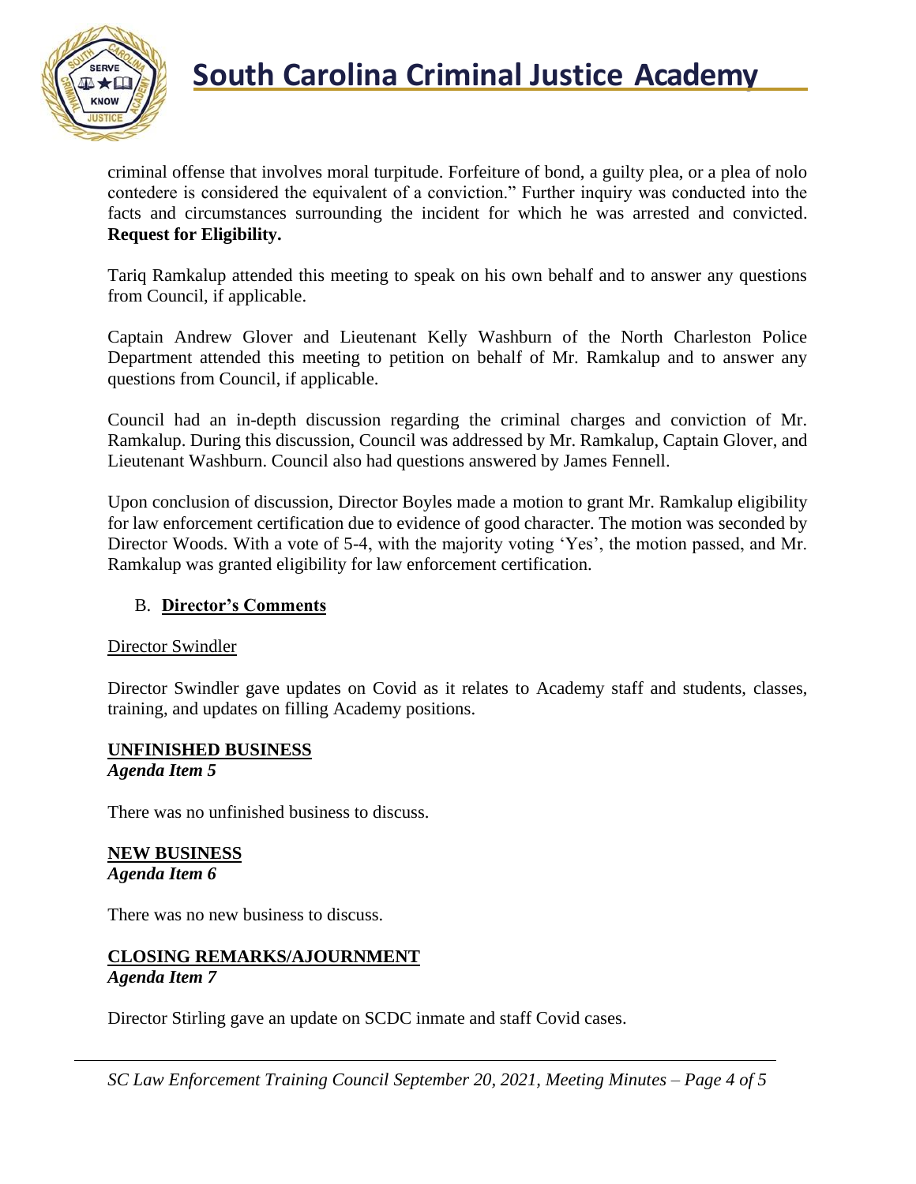criminal offense that involves moral turpitude. Forfeiture of bond, a guilty plea, or a plea of nolo contedere is considered the equivalent of a conviction." Further inquiry was conducted into the facts and circumstances surrounding the incident for which he was arrested and convicted. **Request for Eligibility.**

Tariq Ramkalup attended this meeting to speak on his own behalf and to answer any questions from Council, if applicable.

Captain Andrew Glover and Lieutenant Kelly Washburn of the North Charleston Police Department attended this meeting to petition on behalf of Mr. Ramkalup and to answer any questions from Council, if applicable.

Council had an in-depth discussion regarding the criminal charges and conviction of Mr. Ramkalup. During this discussion, Council was addressed by Mr. Ramkalup, Captain Glover, and Lieutenant Washburn. Council also had questions answered by James Fennell.

Upon conclusion of discussion, Director Boyles made a motion to grant Mr. Ramkalup eligibility for law enforcement certification due to evidence of good character. The motion was seconded by Director Woods. With a vote of 5-4, with the majority voting 'Yes', the motion passed, and Mr. Ramkalup was granted eligibility for law enforcement certification.

B. **Director's Comments**

Director Swindler

Director Swindler gave updates on Covid as it relates to Academy staff and students, classes, training, and updates on filling Academy positions.

**UNFINISHED BUSINESS**
***Agenda Item 5***

There was no unfinished business to discuss.

**NEW BUSINESS**
***Agenda Item 6***

There was no new business to discuss.

**CLOSING REMARKS/AJOURNMENT**
***Agenda Item 7***

Director Stirling gave an update on SCDC inmate and staff Covid cases.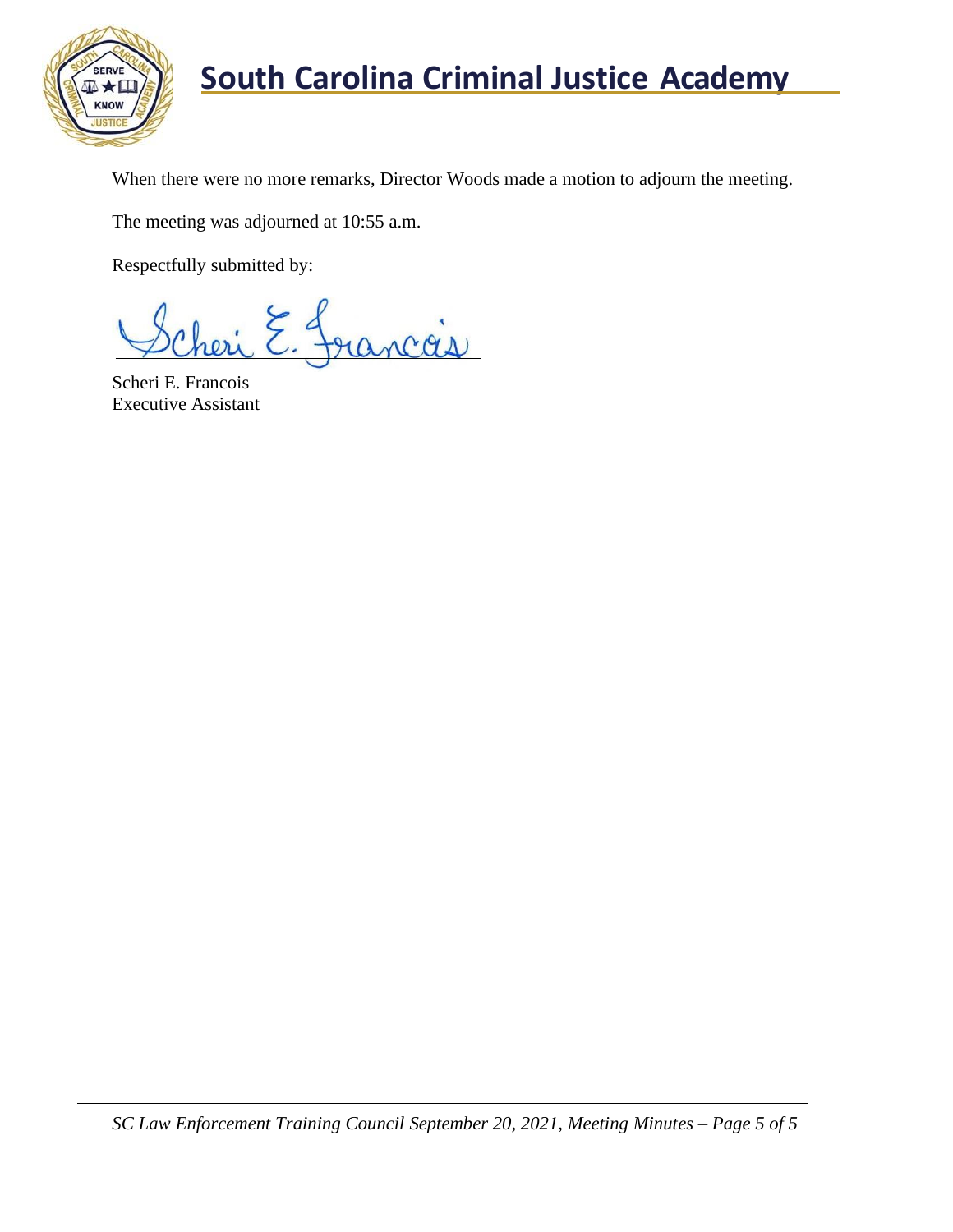When there were no more remarks, Director Woods made a motion to adjourn the meeting.

The meeting was adjourned at 10:55 a.m.

Respectfully submitted by:

Scheri E. Francois
Executive Assistant